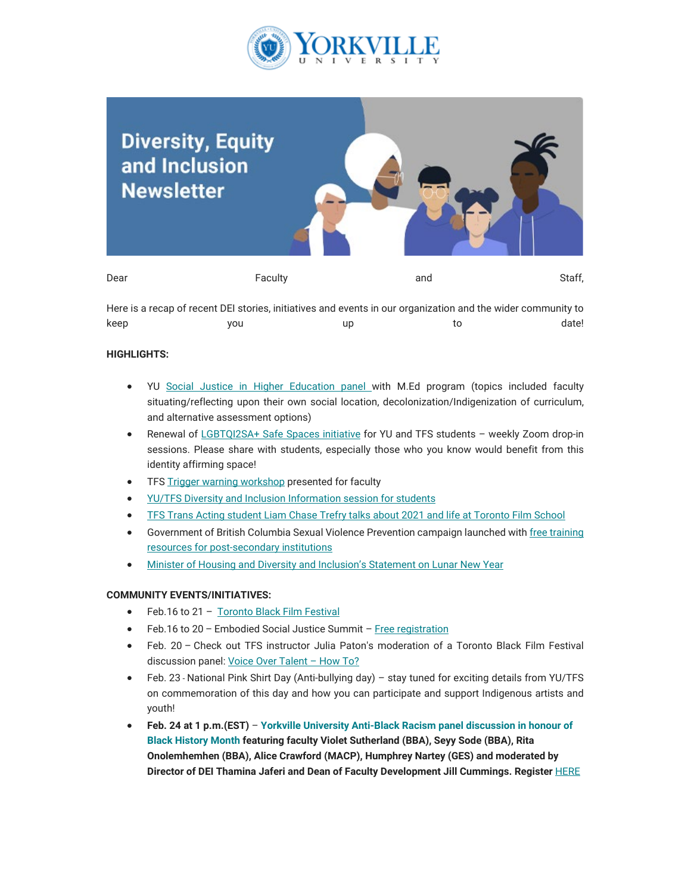# Diversity, Equity and Inclusion Newsletter

Dear Faculty and Staff,

Here is a recap of recent DEI stories, initiatives and events in our organization and the wider community to keep you up to date!

**HIGHLIGHTS:**

- YU Social Justice in Higher Education panel with M.Ed program (topics included faculty situating/reflecting upon their own social location, decolonization/Indigenization of curriculum, and alternative assessment options)
- Renewal of LGBTQI2SA+ Safe Spaces initiative for YU and TFS students – weekly Zoom drop-in sessions. Please share with students, especially those who you know would benefit from this identity affirming space!
- TFS Trigger warning workshop presented for faculty
- YU/TFS Diversity and Inclusion Information session for students
- TFS Trans Acting student Liam Chase Trefry talks about 2021 and life at Toronto Film School
- Government of British Columbia Sexual Violence Prevention campaign launched with free training resources for post-secondary institutions
- Minister of Housing and Diversity and Inclusion's Statement on Lunar New Year

**COMMUNITY EVENTS/INITIATIVES:**

- Feb.16 to 21 – Toronto Black Film Festival
- Feb.16 to 20 – Embodied Social Justice Summit – Free registration
- Feb. 20 – Check out TFS instructor Julia Paton's moderation of a Toronto Black Film Festival discussion panel: Voice Over Talent – How To?
- Feb. 23 - National Pink Shirt Day (Anti-bullying day) – stay tuned for exciting details from YU/TFS on commemoration of this day and how you can participate and support Indigenous artists and youth!
- **Feb. 24 at 1 p.m.(EST) – Yorkville University Anti-Black Racism panel discussion in honour of Black History Month featuring faculty Violet Sutherland (BBA), Seyy Sode (BBA), Rita Onolemhemhen (BBA), Alice Crawford (MACP), Humphrey Nartey (GES) and moderated by Director of DEI Thamina Jaferi and Dean of Faculty Development Jill Cummings. Register** HERE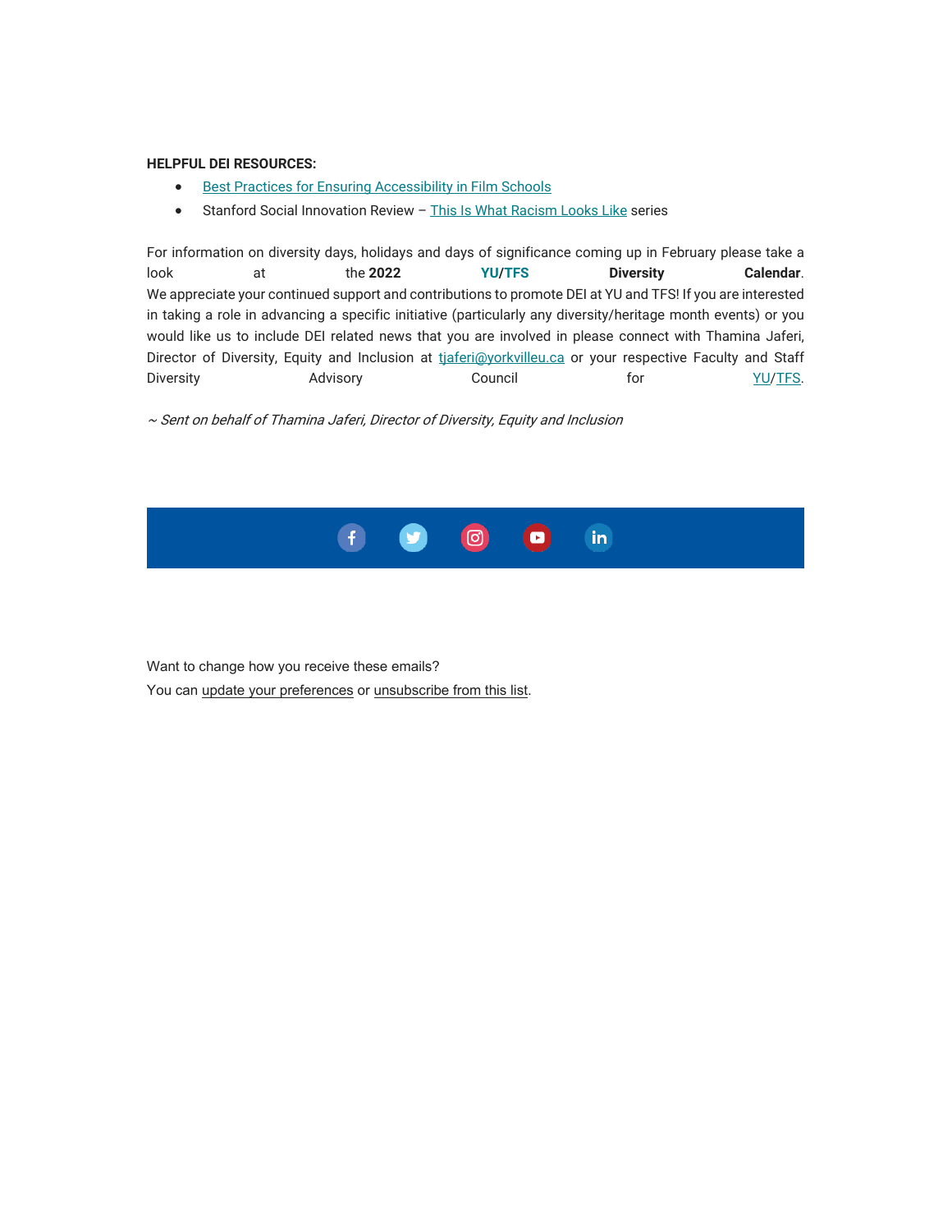**HELPFUL DEI RESOURCES:**

- Best Practices for Ensuring Accessibility in Film Schools
- Stanford Social Innovation Review – This Is What Racism Looks Like series

For information on diversity days, holidays and days of significance coming up in February please take a look at the **2022 YU/TFS Diversity Calendar**. We appreciate your continued support and contributions to promote DEI at YU and TFS! If you are interested in taking a role in advancing a specific initiative (particularly any diversity/heritage month events) or you would like us to include DEI related news that you are involved in please connect with Thamina Jaferi, Director of Diversity, Equity and Inclusion at tjaferi@yorkvilleu.ca or your respective Faculty and Staff Diversity Advisory Council for YU/TFS.

*~ Sent on behalf of Thamina Jaferi, Director of Diversity, Equity and Inclusion*

Want to change how you receive these emails?
You can update your preferences or unsubscribe from this list.